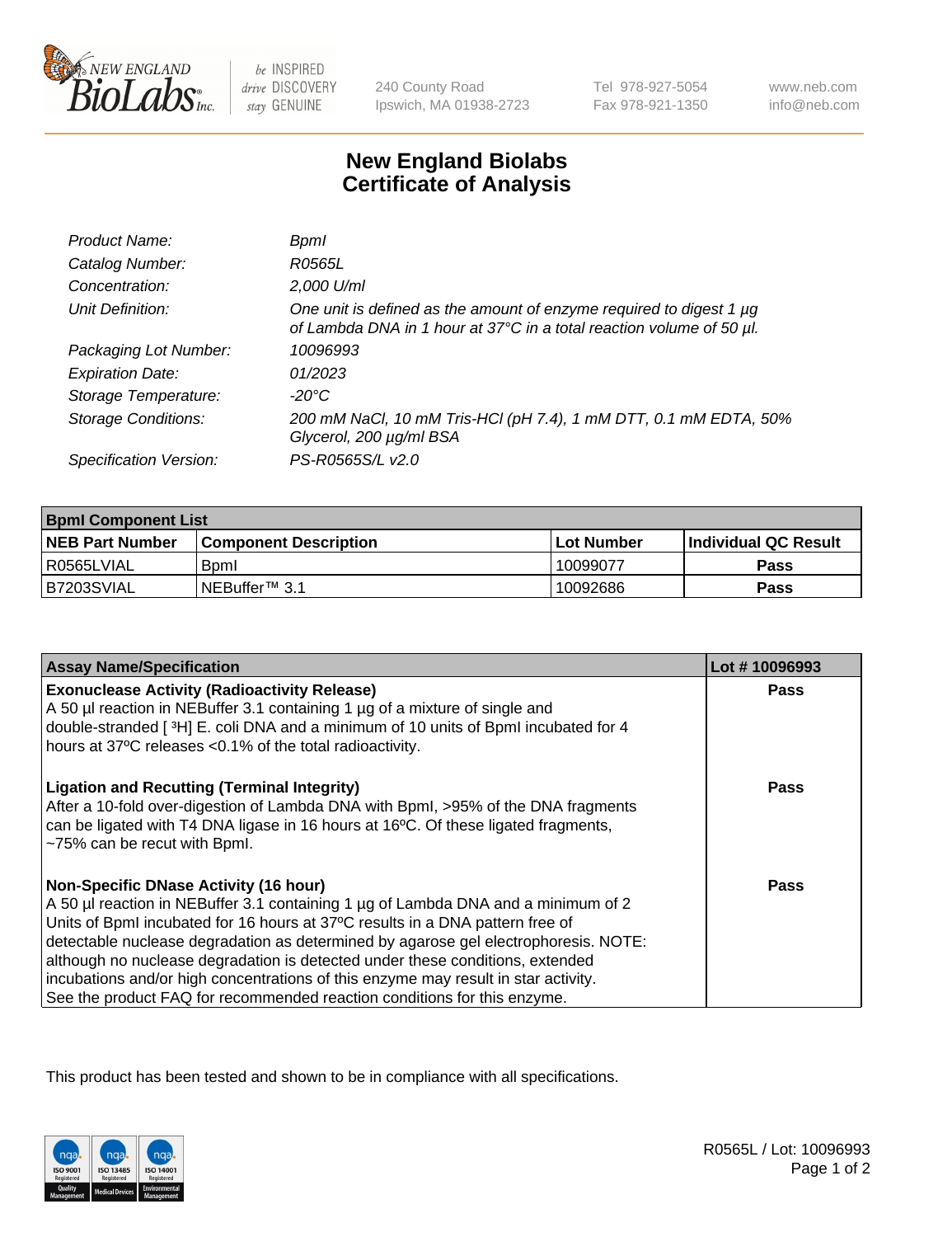# New England Biolabs
# Certificate of Analysis

| | |
|---|---|
| *Product Name:* | *BpmI* |
| *Catalog Number:* | *R0565L* |
| *Concentration:* | *2,000 U/ml* |
| *Unit Definition:* | *One unit is defined as the amount of enzyme required to digest 1 µg of Lambda DNA in 1 hour at 37°C in a total reaction volume of 50 µl.* |
| *Packaging Lot Number:* | *10096993* |
| *Expiration Date:* | *01/2023* |
| *Storage Temperature:* | *-20°C* |
| *Storage Conditions:* | *200 mM NaCl, 10 mM Tris-HCl (pH 7.4), 1 mM DTT, 0.1 mM EDTA, 50% Glycerol, 200 µg/ml BSA* |
| *Specification Version:* | *PS-R0565S/L v2.0* |

| **BpmI Component List** | | | |
|---|---|---|---|
| **NEB Part Number** | **Component Description** | **Lot Number** | **Individual QC Result** |
| R0565LVIAL | BpmI | 10099077 | **Pass** |
| B7203SVIAL | NEBuffer™ 3.1 | 10092686 | **Pass** |

| **Assay Name/Specification** | **Lot # 10096993** |
|---|---|
| **Exonuclease Activity (Radioactivity Release)**<br>A 50 µl reaction in NEBuffer 3.1 containing 1 µg of a mixture of single and double-stranded [ $^3$H] E. coli DNA and a minimum of 10 units of BpmI incubated for 4 hours at 37ºC releases <0.1% of the total radioactivity. | **Pass** |
| **Ligation and Recutting (Terminal Integrity)**<br>After a 10-fold over-digestion of Lambda DNA with BpmI, >95% of the DNA fragments can be ligated with T4 DNA ligase in 16 hours at 16ºC. Of these ligated fragments, ~75% can be recut with BpmI. | **Pass** |
| **Non-Specific DNase Activity (16 hour)**<br>A 50 µl reaction in NEBuffer 3.1 containing 1 µg of Lambda DNA and a minimum of 2 Units of BpmI incubated for 16 hours at 37ºC results in a DNA pattern free of detectable nuclease degradation as determined by agarose gel electrophoresis. NOTE: although no nuclease degradation is detected under these conditions, extended incubations and/or high concentrations of this enzyme may result in star activity. See the product FAQ for recommended reaction conditions for this enzyme. | **Pass** |

This product has been tested and shown to be in compliance with all specifications.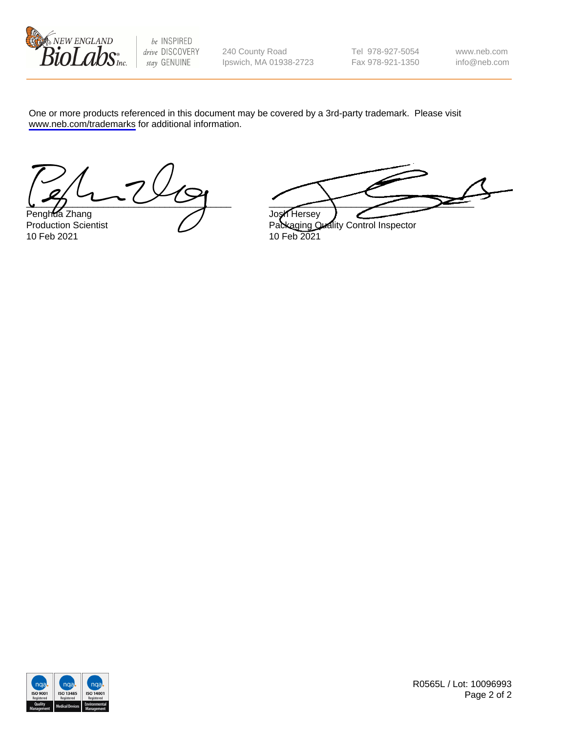One or more products referenced in this document may be covered by a 3rd-party trademark. Please visit www.neb.com/trademarks for additional information.

Penghua Zhang
Production Scientist
10 Feb 2021

Josh Hersey
Packaging Quality Control Inspector
10 Feb 2021

R0565L / Lot: 10096993